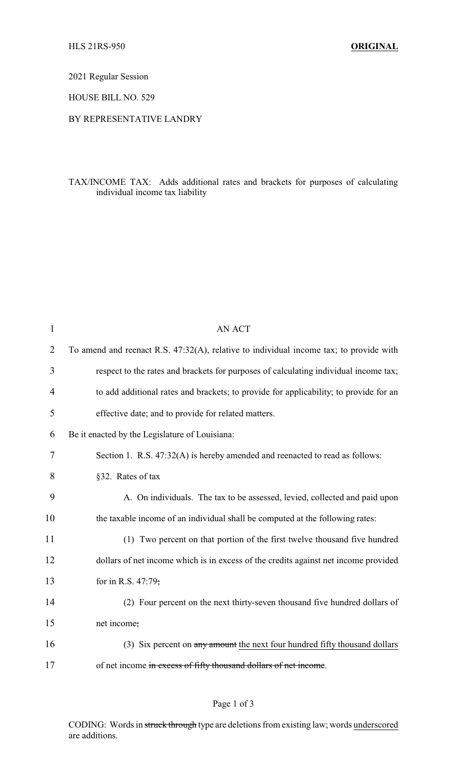HLS 21RS-950 **ORIGINAL**

2021 Regular Session

HOUSE BILL NO. 529

BY REPRESENTATIVE LANDRY

TAX/INCOME TAX: Adds additional rates and brackets for purposes of calculating individual income tax liability

AN ACT

To amend and reenact R.S. 47:32(A), relative to individual income tax; to provide with respect to the rates and brackets for purposes of calculating individual income tax; to add additional rates and brackets; to provide for applicability; to provide for an effective date; and to provide for related matters.

Be it enacted by the Legislature of Louisiana:

Section 1. R.S. 47:32(A) is hereby amended and reenacted to read as follows:

§32. Rates of tax

A. On individuals. The tax to be assessed, levied, collected and paid upon the taxable income of an individual shall be computed at the following rates:

(1) Two percent on that portion of the first twelve thousand five hundred dollars of net income which is in excess of the credits against net income provided for in R.S. 47:79~~;~~

(2) Four percent on the next thirty-seven thousand five hundred dollars of net income~~;~~

(3) Six percent on ~~any amount~~ <u>the next four hundred fifty thousand dollars</u> of net income ~~in excess of fifty thousand dollars of net income~~.

CODING: Words in ~~struck through~~ type are deletions from existing law; words <u>underscored</u> are additions.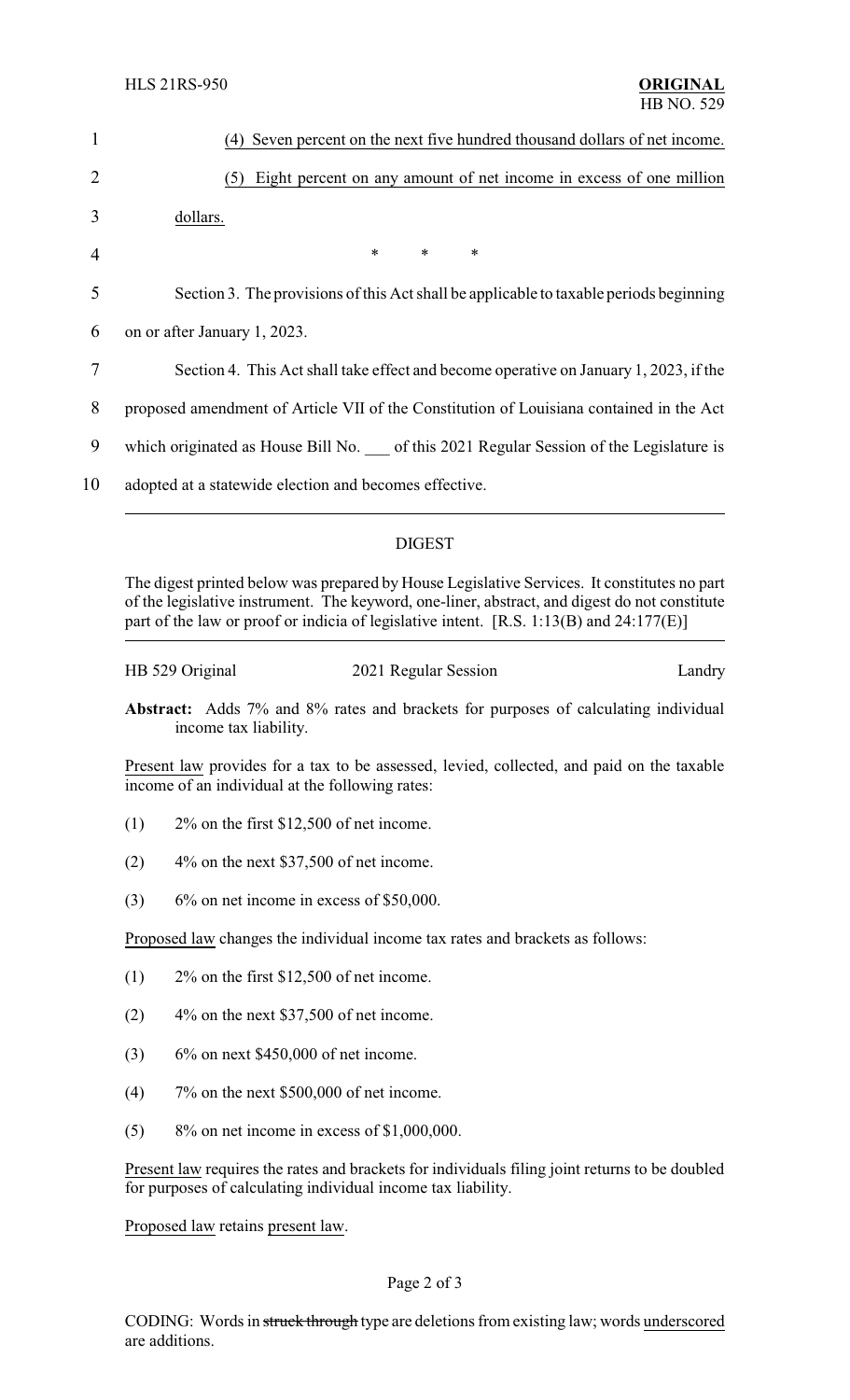(4) Seven percent on the next five hundred thousand dollars of net income.

(5) Eight percent on any amount of net income in excess of one million dollars.

\* \* \*

Section 3. The provisions of this Act shall be applicable to taxable periods beginning on or after January 1, 2023.

Section 4. This Act shall take effect and become operative on January 1, 2023, if the proposed amendment of Article VII of the Constitution of Louisiana contained in the Act which originated as House Bill No. ___ of this 2021 Regular Session of the Legislature is adopted at a statewide election and becomes effective.

## DIGEST

The digest printed below was prepared by House Legislative Services. It constitutes no part of the legislative instrument. The keyword, one-liner, abstract, and digest do not constitute part of the law or proof or indicia of legislative intent. [R.S. 1:13(B) and 24:177(E)]

HB 529 Original — 2021 Regular Session — Landry

**Abstract:** Adds 7% and 8% rates and brackets for purposes of calculating individual income tax liability.

Present law provides for a tax to be assessed, levied, collected, and paid on the taxable income of an individual at the following rates:

(1) 2% on the first $12,500 of net income.

(2) 4% on the next $37,500 of net income.

(3) 6% on net income in excess of $50,000.

Proposed law changes the individual income tax rates and brackets as follows:

(1) 2% on the first $12,500 of net income.

(2) 4% on the next $37,500 of net income.

(3) 6% on next $450,000 of net income.

(4) 7% on the next $500,000 of net income.

(5) 8% on net income in excess of $1,000,000.

Present law requires the rates and brackets for individuals filing joint returns to be doubled for purposes of calculating individual income tax liability.

Proposed law retains present law.

CODING: Words in struck through type are deletions from existing law; words underscored are additions.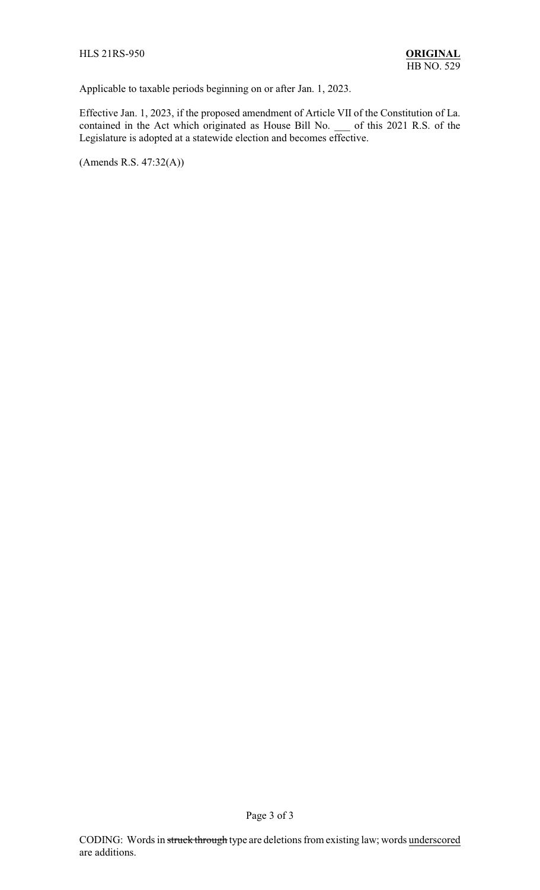Applicable to taxable periods beginning on or after Jan. 1, 2023.

Effective Jan. 1, 2023, if the proposed amendment of Article VII of the Constitution of La. contained in the Act which originated as House Bill No. ___ of this 2021 R.S. of the Legislature is adopted at a statewide election and becomes effective.

(Amends R.S. 47:32(A))

CODING: Words in ~~struck through~~ type are deletions from existing law; words <u>underscored</u> are additions.